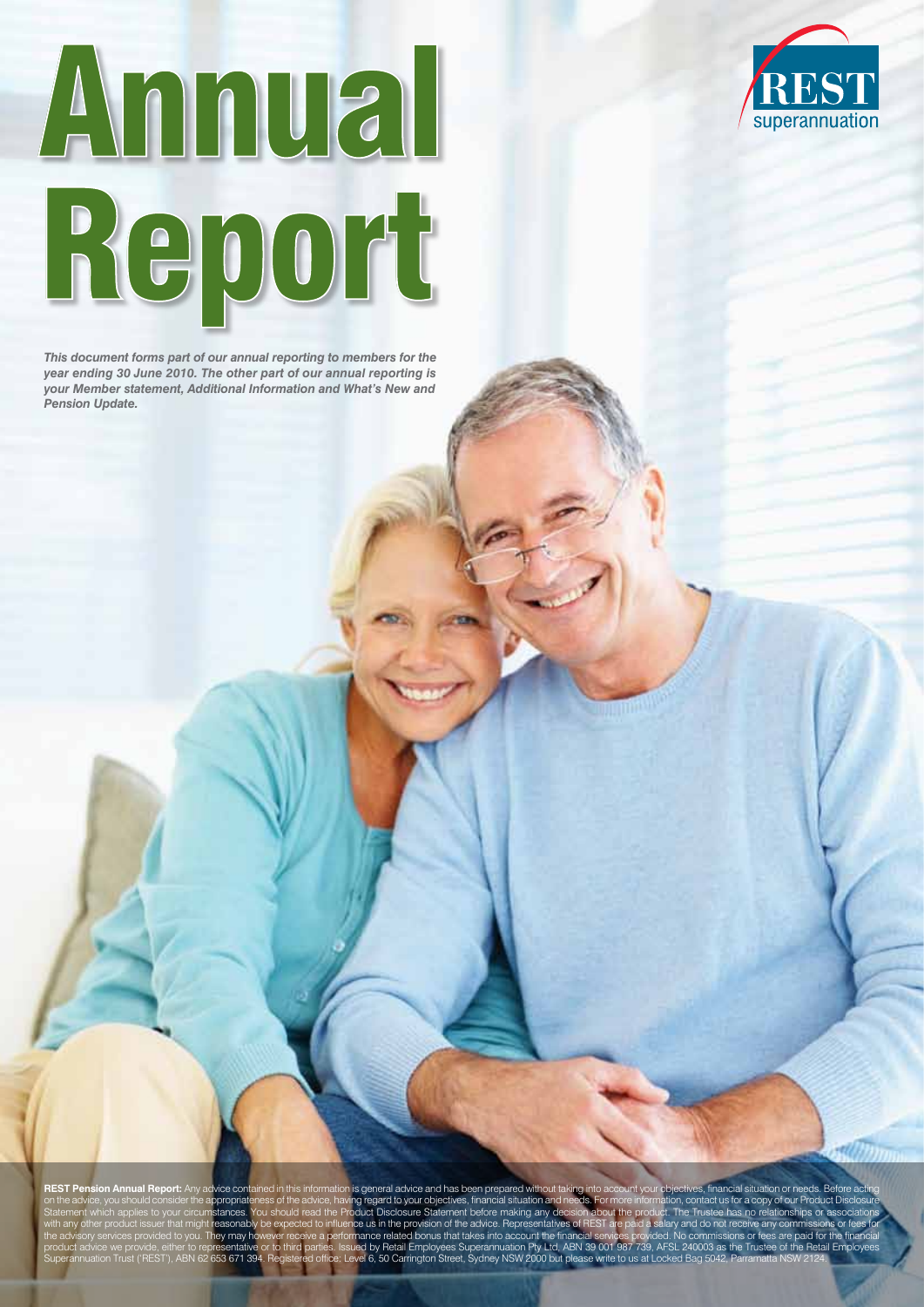# Annual Report

REST superannuation

***This document forms part of our annual reporting to members for the year ending 30 June 2010. The other part of our annual reporting is your Member statement, Additional Information and What's New and Pension Update.***

**REST Pension Annual Report:** Any advice contained in this information is general advice and has been prepared without taking into account your objectives, financial situation or needs. Before acting on the advice, you should consider the appropriateness of the advice, having regard to your objectives, financial situation and needs. For more information, contact us for a copy of our Product Disclosure Statement which applies to your circumstances. You should read the Product Disclosure Statement before making any decision about the product. The Trustee has no relationships or associations with any other product issuer that might reasonably be expected to influence us in the provision of the advice. Representatives of REST are paid a salary and do not receive any commissions or fees for the advisory services provided to you. They may however receive a performance related bonus that takes into account the financial services provided. No commissions or fees are paid for the financial product advice we provide, either to representative or to third parties. Issued by Retail Employees Superannuation Pty Ltd, ABN 39 001 987 739, AFSL 240003 as the Trustee of the Retail Employees Superannuation Trust ('REST'), ABN 62 653 671 394. Registered office: Level 6, 50 Carrington Street, Sydney NSW 2000 but please write to us at Locked Bag 5042, Parramatta NSW 2124.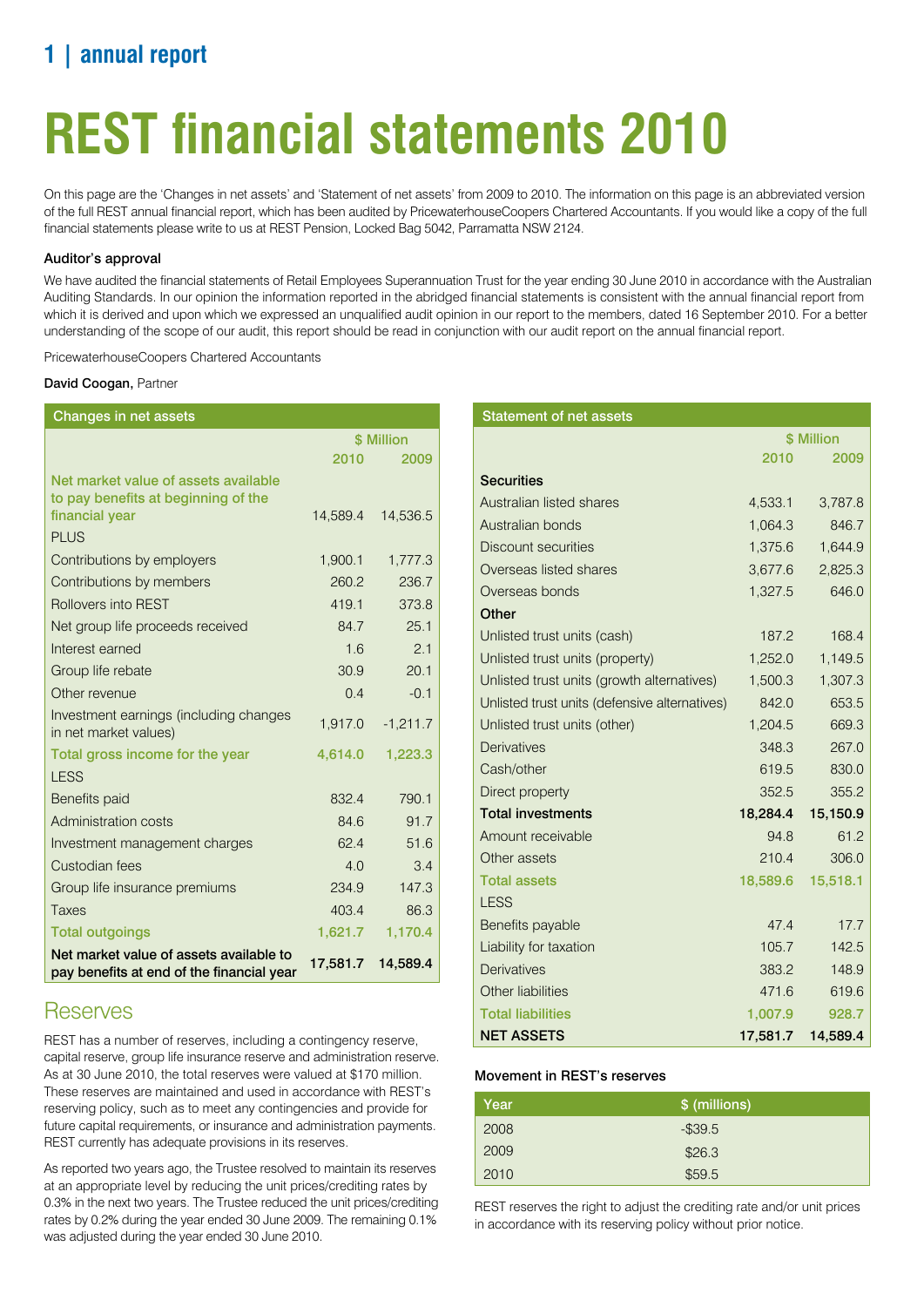# REST financial statements 2010

On this page are the 'Changes in net assets' and 'Statement of net assets' from 2009 to 2010. The information on this page is an abbreviated version of the full REST annual financial report, which has been audited by PricewaterhouseCoopers Chartered Accountants. If you would like a copy of the full financial statements please write to us at REST Pension, Locked Bag 5042, Parramatta NSW 2124.

**Auditor's approval**

We have audited the financial statements of Retail Employees Superannuation Trust for the year ending 30 June 2010 in accordance with the Australian Auditing Standards. In our opinion the information reported in the abridged financial statements is consistent with the annual financial report from which it is derived and upon which we expressed an unqualified audit opinion in our report to the members, dated 16 September 2010. For a better understanding of the scope of our audit, this report should be read in conjunction with our audit report on the annual financial report.

PricewaterhouseCoopers Chartered Accountants

**David Coogan,** Partner

| Changes in net assets | $ Million | |
|---|---|---|
| | 2010 | 2009 |
| Net market value of assets available to pay benefits at beginning of the financial year | 14,589.4 | 14,536.5 |
| PLUS | | |
| Contributions by employers | 1,900.1 | 1,777.3 |
| Contributions by members | 260.2 | 236.7 |
| Rollovers into REST | 419.1 | 373.8 |
| Net group life proceeds received | 84.7 | 25.1 |
| Interest earned | 1.6 | 2.1 |
| Group life rebate | 30.9 | 20.1 |
| Other revenue | 0.4 | -0.1 |
| Investment earnings (including changes in net market values) | 1,917.0 | -1,211.7 |
| Total gross income for the year | 4,614.0 | 1,223.3 |
| LESS | | |
| Benefits paid | 832.4 | 790.1 |
| Administration costs | 84.6 | 91.7 |
| Investment management charges | 62.4 | 51.6 |
| Custodian fees | 4.0 | 3.4 |
| Group life insurance premiums | 234.9 | 147.3 |
| Taxes | 403.4 | 86.3 |
| Total outgoings | 1,621.7 | 1,170.4 |
| **Net market value of assets available to pay benefits at end of the financial year** | **17,581.7** | **14,589.4** |

## Reserves

REST has a number of reserves, including a contingency reserve, capital reserve, group life insurance reserve and administration reserve. As at 30 June 2010, the total reserves were valued at $170 million. These reserves are maintained and used in accordance with REST's reserving policy, such as to meet any contingencies and provide for future capital requirements, or insurance and administration payments. REST currently has adequate provisions in its reserves.

As reported two years ago, the Trustee resolved to maintain its reserves at an appropriate level by reducing the unit prices/crediting rates by 0.3% in the next two years. The Trustee reduced the unit prices/crediting rates by 0.2% during the year ended 30 June 2009. The remaining 0.1% was adjusted during the year ended 30 June 2010.

| Statement of net assets | $ Million | |
|---|---|---|
| | 2010 | 2009 |
| **Securities** | | |
| Australian listed shares | 4,533.1 | 3,787.8 |
| Australian bonds | 1,064.3 | 846.7 |
| Discount securities | 1,375.6 | 1,644.9 |
| Overseas listed shares | 3,677.6 | 2,825.3 |
| Overseas bonds | 1,327.5 | 646.0 |
| **Other** | | |
| Unlisted trust units (cash) | 187.2 | 168.4 |
| Unlisted trust units (property) | 1,252.0 | 1,149.5 |
| Unlisted trust units (growth alternatives) | 1,500.3 | 1,307.3 |
| Unlisted trust units (defensive alternatives) | 842.0 | 653.5 |
| Unlisted trust units (other) | 1,204.5 | 669.3 |
| Derivatives | 348.3 | 267.0 |
| Cash/other | 619.5 | 830.0 |
| Direct property | 352.5 | 355.2 |
| **Total investments** | **18,284.4** | **15,150.9** |
| Amount receivable | 94.8 | 61.2 |
| Other assets | 210.4 | 306.0 |
| Total assets | 18,589.6 | 15,518.1 |
| LESS | | |
| Benefits payable | 47.4 | 17.7 |
| Liability for taxation | 105.7 | 142.5 |
| Derivatives | 383.2 | 148.9 |
| Other liabilities | 471.6 | 619.6 |
| Total liabilities | 1,007.9 | 928.7 |
| **NET ASSETS** | **17,581.7** | **14,589.4** |

**Movement in REST's reserves**

| Year | $ (millions) |
|---|---|
| 2008 | -$39.5 |
| 2009 | $26.3 |
| 2010 | $59.5 |

REST reserves the right to adjust the crediting rate and/or unit prices in accordance with its reserving policy without prior notice.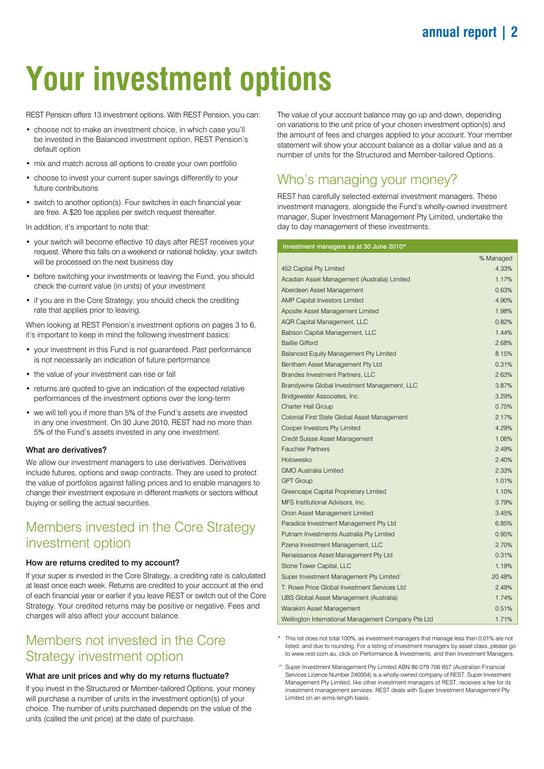# Your investment options

REST Pension offers 13 investment options. With REST Pension, you can:

- choose not to make an investment choice, in which case you'll be invested in the Balanced investment option, REST Pension's default option
- mix and match across all options to create your own portfolio
- choose to invest your current super savings differently to your future contributions
- switch to another option(s). Four switches in each financial year are free. A $20 fee applies per switch request thereafter.

In addition, it's important to note that:

- your switch will become effective 10 days after REST receives your request. Where this falls on a weekend or national holiday, your switch will be processed on the next business day
- before switching your investments or leaving the Fund, you should check the current value (in units) of your investment
- if you are in the Core Strategy, you should check the crediting rate that applies prior to leaving.

When looking at REST Pension's investment options on pages 3 to 6, it's important to keep in mind the following investment basics:

- your investment in this Fund is not guaranteed. Past performance is not necessarily an indication of future performance
- the value of your investment can rise or fall
- returns are quoted to give an indication of the expected relative performances of the investment options over the long-term
- we will tell you if more than 5% of the Fund's assets are invested in any one investment. On 30 June 2010, REST had no more than 5% of the Fund's assets invested in any one investment.

### What are derivatives?

We allow our investment managers to use derivatives. Derivatives include futures, options and swap contracts. They are used to protect the value of portfolios against falling prices and to enable managers to change their investment exposure in different markets or sectors without buying or selling the actual securities.

## Members invested in the Core Strategy investment option

### How are returns credited to my account?

If your super is invested in the Core Strategy, a crediting rate is calculated at least once each week. Returns are credited to your account at the end of each financial year or earlier if you leave REST or switch out of the Core Strategy. Your credited returns may be positive or negative. Fees and charges will also affect your account balance.

## Members not invested in the Core Strategy investment option

### What are unit prices and why do my returns fluctuate?

If you invest in the Structured or Member-tailored Options, your money will purchase a number of units in the investment option(s) of your choice. The number of units purchased depends on the value of the units (called the unit price) at the date of purchase.

The value of your account balance may go up and down, depending on variations to the unit price of your chosen investment option(s) and the amount of fees and charges applied to your account. Your member statement will show your account balance as a dollar value and as a number of units for the Structured and Member-tailored Options.

## Who's managing your money?

REST has carefully selected external investment managers. These investment managers, alongside the Fund's wholly-owned investment manager, Super Investment Management Pty Limited, undertake the day to day management of these investments.

| Investment managers as at 30 June 2010* | % Managed |
|---|---|
| 452 Capital Pty Limited | 4.33% |
| Acadian Asset Management (Australia) Limited | 1.17% |
| Aberdeen Asset Management | 0.63% |
| AMP Capital Investors Limited | 4.90% |
| Apostle Asset Management Limited | 1.98% |
| AQR Capital Management, LLC | 0.82% |
| Babson Capital Management, LLC | 1.44% |
| Baillie Gifford | 2.68% |
| Balanced Equity Management Pty Limited | 8.15% |
| Bentham Asset Management Pty Ltd | 0.31% |
| Brandes Investment Partners, LLC | 2.63% |
| Brandywine Global Investment Management, LLC | 3.87% |
| Bridgewater Associates, Inc. | 3.29% |
| Charter Hall Group | 0.75% |
| Colonial First State Global Asset Management | 2.17% |
| Cooper Investors Pty Limited | 4.29% |
| Credit Suisse Asset Management | 1.06% |
| Fauchier Partners | 2.49% |
| Holowesko | 2.40% |
| GMO Australia Limited | 2.33% |
| GPT Group | 1.01% |
| Greencape Capital Proprietary Limited | 1.10% |
| MFS Institutional Advisors, Inc. | 3.79% |
| Orion Asset Management Limited | 3.45% |
| Paradice Investment Management Pty Ltd | 6.85% |
| Putnam Investments Australia Pty Limited | 0.95% |
| Pzena Investment Management, LLC | 2.70% |
| Renaissance Asset Management Pty Ltd | 0.31% |
| Stone Tower Capital, LLC | 1.19% |
| Super Investment Management Pty Limited^ | 20.48% |
| T. Rowe Price Global Investment Services Ltd | 2.49% |
| UBS Global Asset Management (Australia) | 1.74% |
| Warakirri Asset Management | 0.51% |
| Wellington International Management Company Pte Ltd | 1.71% |

\* This list does not total 100%, as investment managers that manage less than 0.01% are not listed, and due to rounding. For a listing of investment managers by asset class, please go to www.rest.com.au, click on Performance & Investments, and then Investment Managers.

^ Super Investment Management Pty Limited ABN 86 079 706 657 (Australian Financial Services Licence Number 240004) is a wholly-owned company of REST. Super Investment Management Pty Limited, like other investment managers of REST, receives a fee for its investment management services. REST deals with Super Investment Management Pty Limited on an arms-length basis.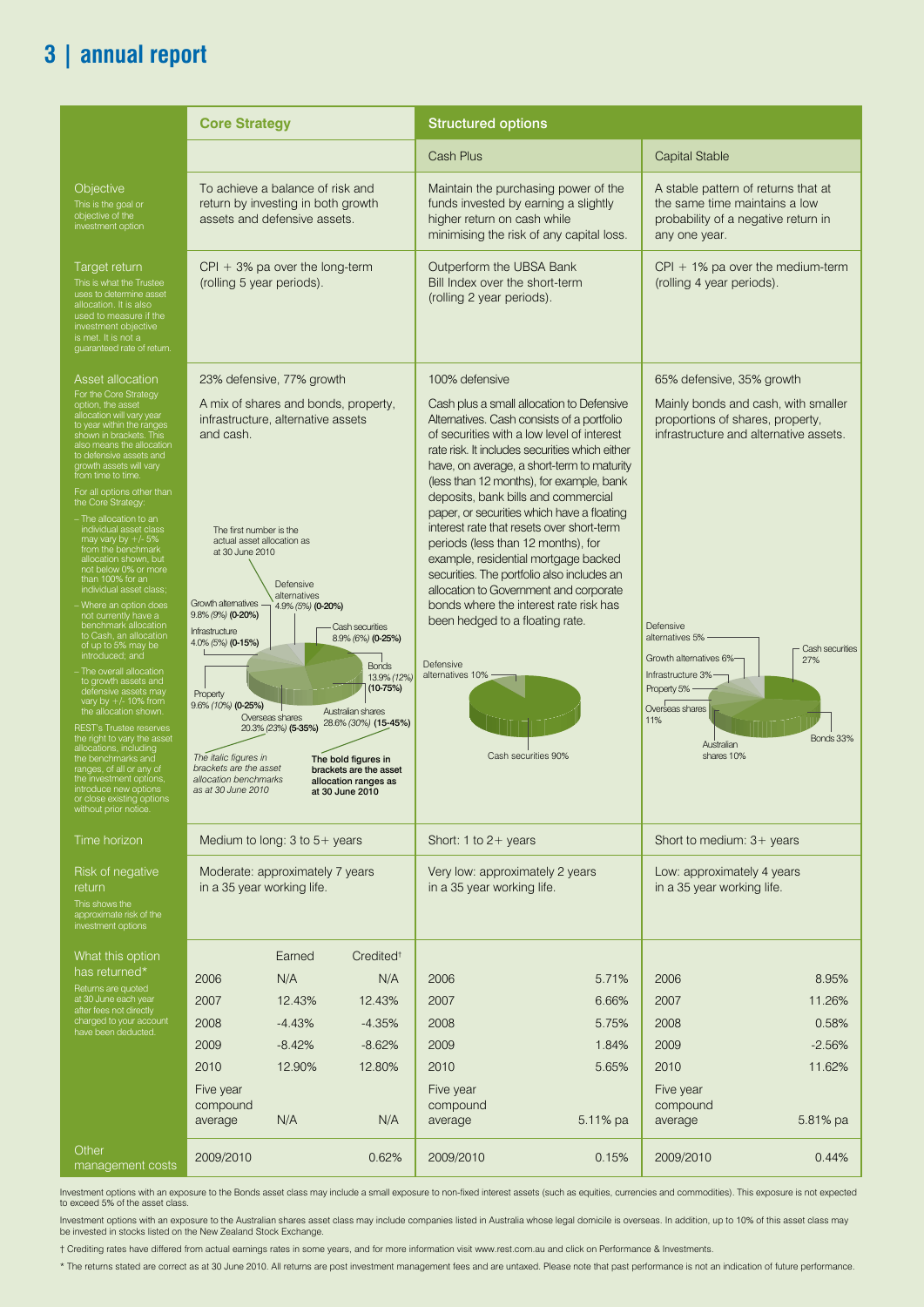# 3 | annual report

| | Core Strategy | Structured options | |
|---|---|---|---|
| | | Cash Plus | Capital Stable |
| **Objective** This is the goal or objective of the investment option | To achieve a balance of risk and return by investing in both growth assets and defensive assets. | Maintain the purchasing power of the funds invested by earning a slightly higher return on cash while minimising the risk of any capital loss. | A stable pattern of returns that at the same time maintains a low probability of a negative return in any one year. |
| **Target return** This is what the Trustee uses to determine asset allocation. It is also used to measure if the investment objective is met. It is not a guaranteed rate of return. | CPI + 3% pa over the long-term (rolling 5 year periods). | Outperform the UBSA Bank Bill Index over the short-term (rolling 2 year periods). | CPI + 1% pa over the medium-term (rolling 4 year periods). |
| **Asset allocation** For the Core Strategy option, the asset allocation will vary year to year within the ranges shown in brackets. This also means the allocation to defensive assets and growth assets will vary from time to time. For all options other than the Core Strategy: – The allocation to an individual asset class may vary by +/- 5% from the benchmark allocation shown, but not below 0% or more than 100% for an individual asset class; – Where an option does not currently have a benchmark allocation to Cash, an allocation of up to 5% may be introduced; and – The overall allocation to growth assets and defensive assets may vary by +/- 10% from the allocation shown. REST's Trustee reserves the right to vary the asset allocations, including the benchmarks and ranges, of all or any of the investment options, introduce new options or close existing options without prior notice. | 23% defensive, 77% growth<br><br>A mix of shares and bonds, property, infrastructure, alternative assets and cash.<br><br>The first number is the actual asset allocation as at 30 June 2010<br><br>Defensive alternatives 4.9% *(5%)* **(0-20%)**<br>Cash securities 8.9% *(6%)* **(0-25%)**<br>Bonds 13.9% *(12%)* **(10-75%)**<br>Australian shares 28.6% *(30%)* **(15-45%)**<br>Overseas shares 20.3% *(23%)* **(5-35%)**<br>Property 9.6% *(10%)* **(0-25%)**<br>Infrastructure 4.0% *(5%)* **(0-15%)**<br>Growth alternatives 9.8% *(9%)* **(0-20%)**<br><br>*The italic figures in brackets are the asset allocation benchmarks as at 30 June 2010*<br>**The bold figures in brackets are the asset allocation ranges as at 30 June 2010** | 100% defensive<br><br>Cash plus a small allocation to Defensive Alternatives. Cash consists of a portfolio of securities with a low level of interest rate risk. It includes securities which either have, on average, a short-term to maturity (less than 12 months), for example, bank deposits, bank bills and commercial paper, or securities which have a floating interest rate that resets over short-term periods (less than 12 months), for example, residential mortgage backed securities. The portfolio also includes an allocation to Government and corporate bonds where the interest rate risk has been hedged to a floating rate.<br><br>Defensive alternatives 10%<br>Cash securities 90% | 65% defensive, 35% growth<br><br>Mainly bonds and cash, with smaller proportions of shares, property, infrastructure and alternative assets.<br><br>Defensive alternatives 5%<br>Cash securities 27%<br>Bonds 33%<br>Australian shares 10%<br>Overseas shares 11%<br>Property 5%<br>Infrastructure 3%<br>Growth alternatives 6% |
| **Time horizon** | Medium to long: 3 to 5+ years | Short: 1 to 2+ years | Short to medium: 3+ years |
| **Risk of negative return** This shows the approximate risk of the investment options | Moderate: approximately 7 years in a 35 year working life. | Very low: approximately 2 years in a 35 year working life. | Low: approximately 4 years in a 35 year working life. |

| **What this option has returned*** Returns are quoted at 30 June each year after fees not directly charged to your account have been deducted. | Core Strategy Earned | Core Strategy Credited† | Cash Plus | Capital Stable |
|---|---|---|---|---|
| 2006 | N/A | N/A | 5.71% | 8.95% |
| 2007 | 12.43% | 12.43% | 6.66% | 11.26% |
| 2008 | -4.43% | -4.35% | 5.75% | 0.58% |
| 2009 | -8.42% | -8.62% | 1.84% | -2.56% |
| 2010 | 12.90% | 12.80% | 5.65% | 11.62% |
| Five year compound average | N/A | N/A | 5.11% pa | 5.81% pa |
| **Other management costs** 2009/2010 | | 0.62% | 0.15% | 0.44% |

Investment options with an exposure to the Bonds asset class may include a small exposure to non-fixed interest assets (such as equities, currencies and commodities). This exposure is not expected to exceed 5% of the asset class.

Investment options with an exposure to the Australian shares asset class may include companies listed in Australia whose legal domicile is overseas. In addition, up to 10% of this asset class may be invested in stocks listed on the New Zealand Stock Exchange.

† Crediting rates have differed from actual earnings rates in some years, and for more information visit www.rest.com.au and click on Performance & Investments.

* The returns stated are correct as at 30 June 2010. All returns are post investment management fees and are untaxed. Please note that past performance is not an indication of future performance.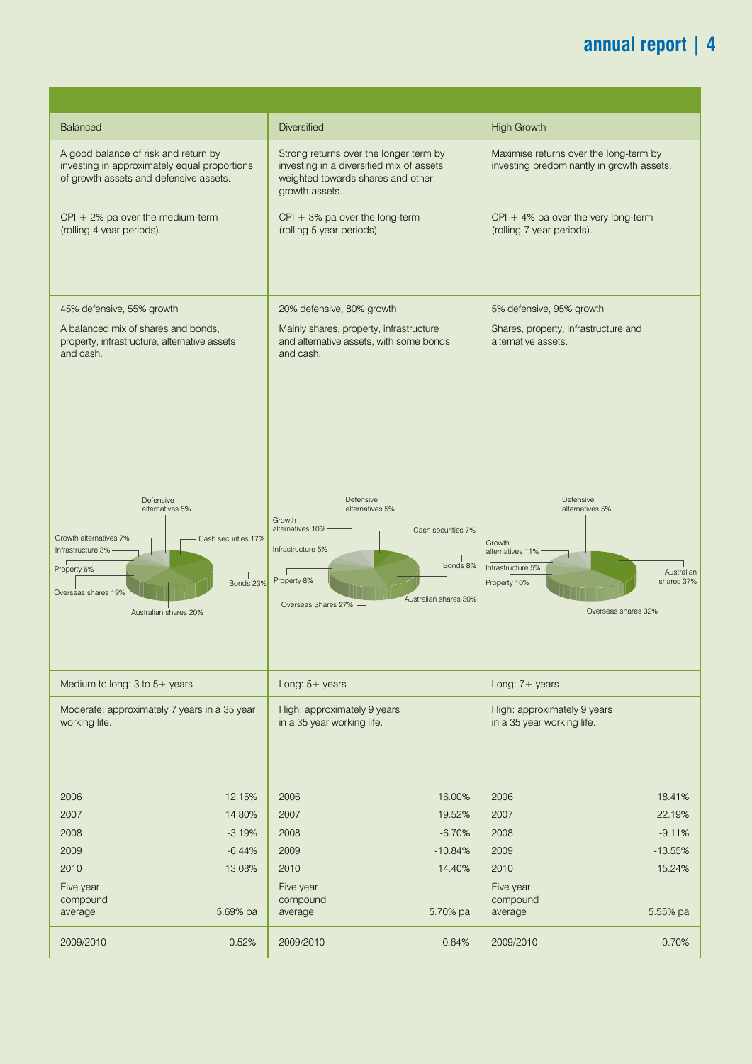| Balanced | | Diversified | | High Growth | |
|---|---|---|---|---|---|
| A good balance of risk and return by investing in approximately equal proportions of growth assets and defensive assets. | | Strong returns over the longer term by investing in a diversified mix of assets weighted towards shares and other growth assets. | | Maximise returns over the long-term by investing predominantly in growth assets. | |
| CPI + 2% pa over the medium-term (rolling 4 year periods). | | CPI + 3% pa over the long-term (rolling 5 year periods). | | CPI + 4% pa over the very long-term (rolling 7 year periods). | |
| 45% defensive, 55% growth<br><br>A balanced mix of shares and bonds, property, infrastructure, alternative assets and cash.<br><br>Defensive alternatives 5%<br>Growth alternatives 7%<br>Infrastructure 3%<br>Property 6%<br>Overseas shares 19%<br>Australian shares 20%<br>Bonds 23%<br>Cash securities 17% | | 20% defensive, 80% growth<br><br>Mainly shares, property, infrastructure and alternative assets, with some bonds and cash.<br><br>Defensive alternatives 5%<br>Growth alternatives 10%<br>Infrastructure 5%<br>Property 8%<br>Overseas Shares 27%<br>Australian shares 30%<br>Bonds 8%<br>Cash securities 7% | | 5% defensive, 95% growth<br><br>Shares, property, infrastructure and alternative assets.<br><br>Defensive alternatives 5%<br>Growth alternatives 11%<br>Infrastructure 5%<br>Property 10%<br>Overseas shares 32%<br>Australian shares 37% | |
| Medium to long: 3 to 5+ years | | Long: 5+ years | | Long: 7+ years | |
| Moderate: approximately 7 years in a 35 year working life. | | High: approximately 9 years in a 35 year working life. | | High: approximately 9 years in a 35 year working life. | |
| 2006 | 12.15% | 2006 | 16.00% | 2006 | 18.41% |
| 2007 | 14.80% | 2007 | 19.52% | 2007 | 22.19% |
| 2008 | -3.19% | 2008 | -6.70% | 2008 | -9.11% |
| 2009 | -6.44% | 2009 | -10.84% | 2009 | -13.55% |
| 2010 | 13.08% | 2010 | 14.40% | 2010 | 15.24% |
| Five year compound average | 5.69% pa | Five year compound average | 5.70% pa | Five year compound average | 5.55% pa |
| 2009/2010 | 0.52% | 2009/2010 | 0.64% | 2009/2010 | 0.70% |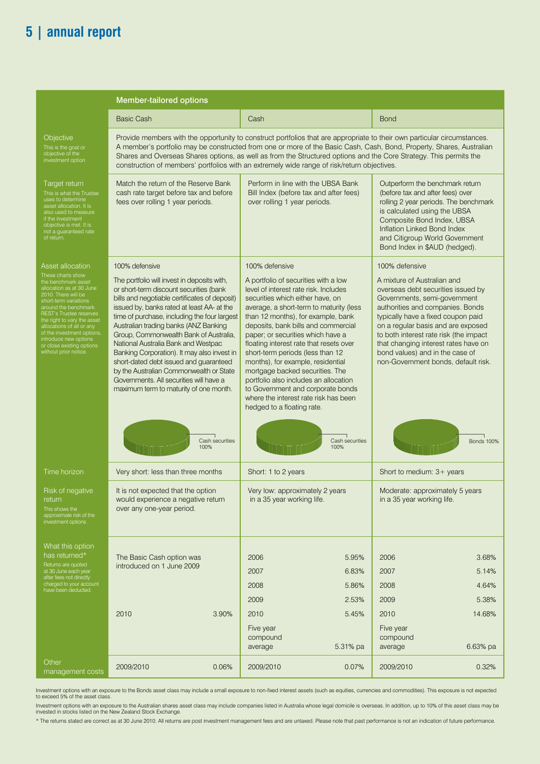| | Member-tailored options | | |
|---|---|---|---|
| | **Basic Cash** | **Cash** | **Bond** |
| **Objective**<br>This is the goal or objective of the investment option | Provide members with the opportunity to construct portfolios that are appropriate to their own particular circumstances. A member's portfolio may be constructed from one or more of the Basic Cash, Cash, Bond, Property, Shares, Australian Shares and Overseas Shares options, as well as from the Structured options and the Core Strategy. This permits the construction of members' portfolios with an extremely wide range of risk/return objectives. | | |
| **Target return**<br>This is what the Trustee uses to determine asset allocation. It is also used to measure if the investment objective is met. It is not a guaranteed rate of return. | Match the return of the Reserve Bank cash rate target before tax and before fees over rolling 1 year periods. | Perform in line with the UBSA Bank Bill Index (before tax and after fees) over rolling 1 year periods. | Outperform the benchmark return (before tax and after fees) over rolling 2 year periods. The benchmark is calculated using the UBSA Composite Bond Index, UBSA Inflation Linked Bond Index and Citigroup World Government Bond Index in $AUD (hedged). |
| **Asset allocation**<br>These charts show the benchmark asset allocation as at 30 June 2010. There will be short-term variations around the benchmark. REST's Trustee reserves the right to vary the asset allocations of all or any of the investment options, introduce new options or close existing options without prior notice. | 100% defensive<br><br>The portfolio will invest in deposits with, or short-term discount securities (bank bills and negotiable certificates of deposit) issued by, banks rated at least AA- at the time of purchase, including the four largest Australian trading banks (ANZ Banking Group, Commonwealth Bank of Australia, National Australia Bank and Westpac Banking Corporation). It may also invest in short-dated debt issued and guaranteed by the Australian Commonwealth or State Governments. All securities will have a maximum term to maturity of one month.<br><br>Cash securities 100% | 100% defensive<br><br>A portfolio of securities with a low level of interest rate risk. Includes securities which either have, on average, a short-term to maturity (less than 12 months), for example, bank deposits, bank bills and commercial paper; or securities which have a floating interest rate that resets over short-term periods (less than 12 months), for example, residential mortgage backed securities. The portfolio also includes an allocation to Government and corporate bonds where the interest rate risk has been hedged to a floating rate.<br><br>Cash securities 100% | 100% defensive<br><br>A mixture of Australian and overseas debt securities issued by Governments, semi-government authorities and companies. Bonds typically have a fixed coupon paid on a regular basis and are exposed to both interest rate risk (the impact that changing interest rates have on bond values) and in the case of non-Government bonds, default risk.<br><br>Bonds 100% |
| **Time horizon** | Very short: less than three months | Short: 1 to 2 years | Short to medium: 3+ years |
| **Risk of negative return**<br>This shows the approximate risk of the investment options | It is not expected that the option would experience a negative return over any one-year period. | Very low: approximately 2 years in a 35 year working life. | Moderate: approximately 5 years in a 35 year working life. |
| **What this option has returned***<br>Returns are quoted at 30 June each year after fees not directly charged to your account have been deducted. | The Basic Cash option was introduced on 1 June 2009<br><br>2010 3.90% | 2006 5.95%<br>2007 6.83%<br>2008 5.86%<br>2009 2.53%<br>2010 5.45%<br>Five year compound average 5.31% pa | 2006 3.68%<br>2007 5.14%<br>2008 4.64%<br>2009 5.38%<br>2010 14.68%<br>Five year compound average 6.63% pa |
| **Other management costs** | 2009/2010 0.06% | 2009/2010 0.07% | 2009/2010 0.32% |

Investment options with an exposure to the Bonds asset class may include a small exposure to non-fixed interest assets (such as equities, currencies and commodities). This exposure is not expected to exceed 5% of the asset class.

Investment options with an exposure to the Australian shares asset class may include companies listed in Australia whose legal domicile is overseas. In addition, up to 10% of this asset class may be invested in stocks listed on the New Zealand Stock Exchange.

\* The returns stated are correct as at 30 June 2010. All returns are post investment management fees and are untaxed. Please note that past performance is not an indication of future performance.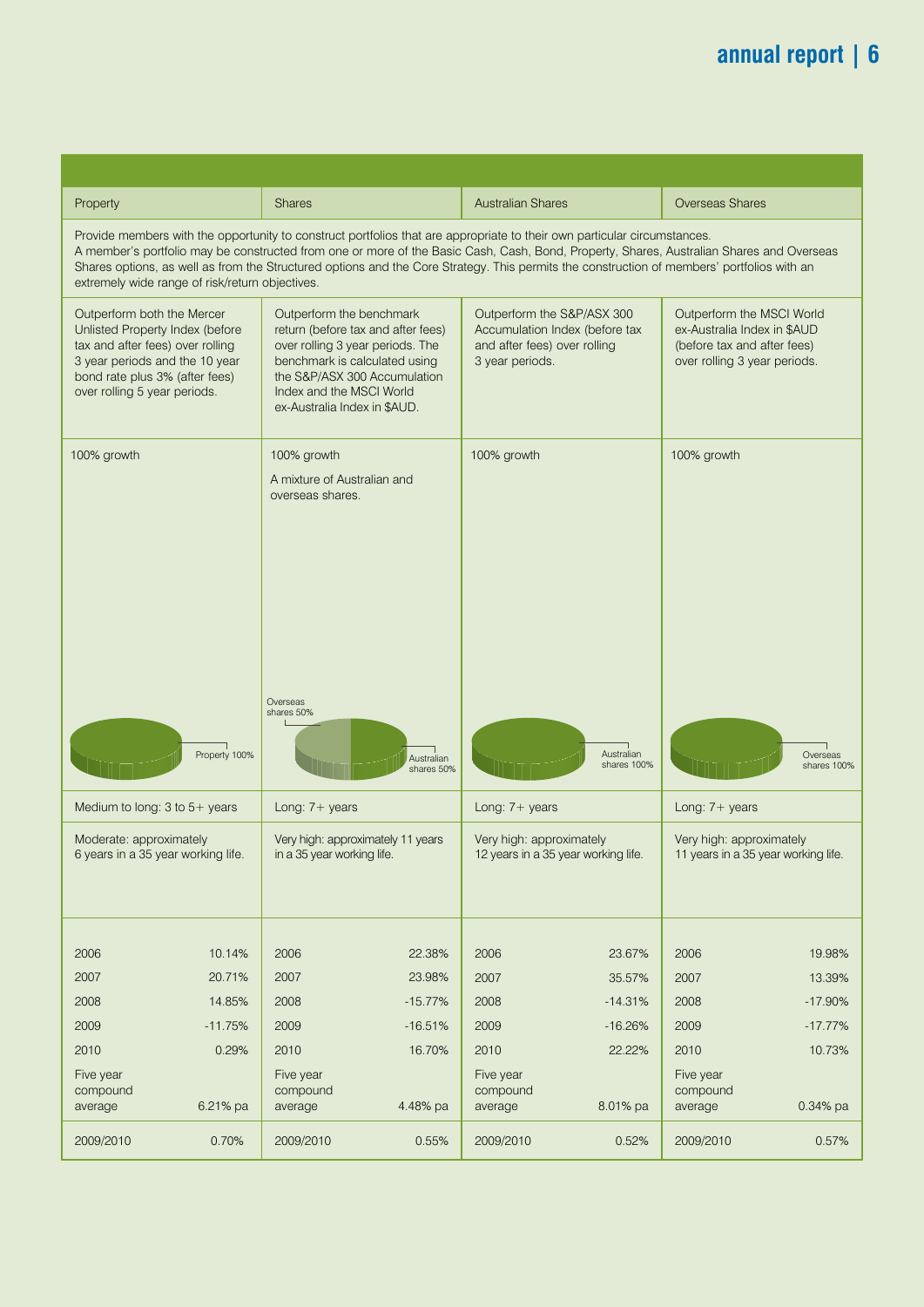| Property | Shares | Australian Shares | Overseas Shares |
|---|---|---|---|
| Provide members with the opportunity to construct portfolios that are appropriate to their own particular circumstances. A member's portfolio may be constructed from one or more of the Basic Cash, Cash, Bond, Property, Shares, Australian Shares and Overseas Shares options, as well as from the Structured options and the Core Strategy. This permits the construction of members' portfolios with an extremely wide range of risk/return objectives. | | | |
| Outperform both the Mercer Unlisted Property Index (before tax and after fees) over rolling 3 year periods and the 10 year bond rate plus 3% (after fees) over rolling 5 year periods. | Outperform the benchmark return (before tax and after fees) over rolling 3 year periods. The benchmark is calculated using the S&P/ASX 300 Accumulation Index and the MSCI World ex-Australia Index in $AUD. | Outperform the S&P/ASX 300 Accumulation Index (before tax and after fees) over rolling 3 year periods. | Outperform the MSCI World ex-Australia Index in $AUD (before tax and after fees) over rolling 3 year periods. |
| 100% growth<br>Property 100% | 100% growth<br>A mixture of Australian and overseas shares.<br>Overseas shares 50%<br>Australian shares 50% | 100% growth<br>Australian shares 100% | 100% growth<br>Overseas shares 100% |
| Medium to long: 3 to 5+ years | Long: 7+ years | Long: 7+ years | Long: 7+ years |
| Moderate: approximately 6 years in a 35 year working life. | Very high: approximately 11 years in a 35 year working life. | Very high: approximately 12 years in a 35 year working life. | Very high: approximately 11 years in a 35 year working life. |
| 2006 10.14% | 2006 22.38% | 2006 23.67% | 2006 19.98% |
| 2007 20.71% | 2007 23.98% | 2007 35.57% | 2007 13.39% |
| 2008 14.85% | 2008 -15.77% | 2008 -14.31% | 2008 -17.90% |
| 2009 -11.75% | 2009 -16.51% | 2009 -16.26% | 2009 -17.77% |
| 2010 0.29% | 2010 16.70% | 2010 22.22% | 2010 10.73% |
| Five year compound average 6.21% pa | Five year compound average 4.48% pa | Five year compound average 8.01% pa | Five year compound average 0.34% pa |
| 2009/2010 0.70% | 2009/2010 0.55% | 2009/2010 0.52% | 2009/2010 0.57% |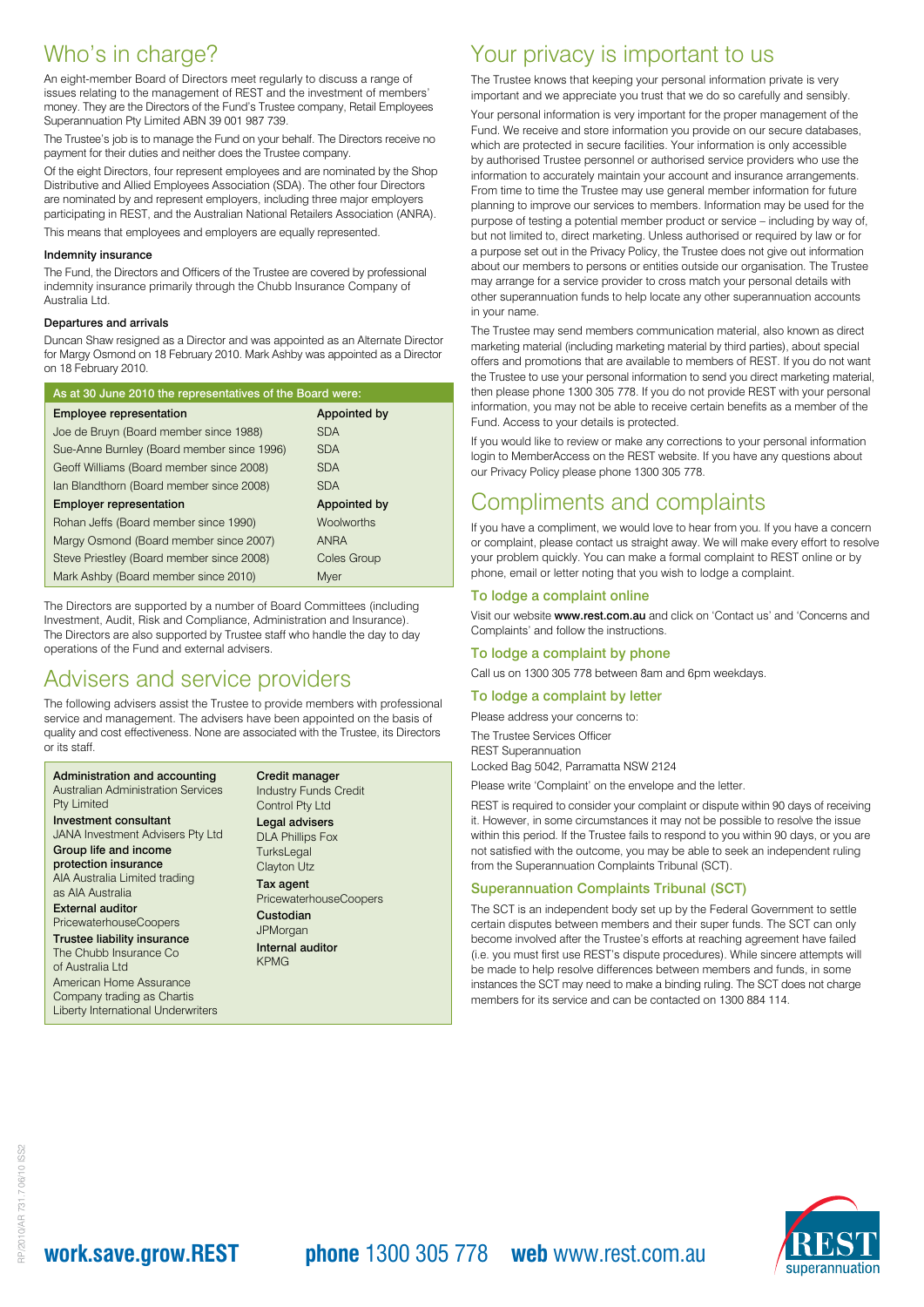## Who's in charge?

An eight-member Board of Directors meet regularly to discuss a range of issues relating to the management of REST and the investment of members' money. They are the Directors of the Fund's Trustee company, Retail Employees Superannuation Pty Limited ABN 39 001 987 739.

The Trustee's job is to manage the Fund on your behalf. The Directors receive no payment for their duties and neither does the Trustee company.

Of the eight Directors, four represent employees and are nominated by the Shop Distributive and Allied Employees Association (SDA). The other four Directors are nominated by and represent employers, including three major employers participating in REST, and the Australian National Retailers Association (ANRA).

This means that employees and employers are equally represented.

#### Indemnity insurance

The Fund, the Directors and Officers of the Trustee are covered by professional indemnity insurance primarily through the Chubb Insurance Company of Australia Ltd.

#### Departures and arrivals

Duncan Shaw resigned as a Director and was appointed as an Alternate Director for Margy Osmond on 18 February 2010. Mark Ashby was appointed as a Director on 18 February 2010.

As at 30 June 2010 the representatives of the Board were:

| Employee representation | Appointed by |
|---|---|
| Joe de Bruyn (Board member since 1988) | SDA |
| Sue-Anne Burnley (Board member since 1996) | SDA |
| Geoff Williams (Board member since 2008) | SDA |
| Ian Blandthorn (Board member since 2008) | SDA |
| **Employer representation** | **Appointed by** |
| Rohan Jeffs (Board member since 1990) | Woolworths |
| Margy Osmond (Board member since 2007) | ANRA |
| Steve Priestley (Board member since 2008) | Coles Group |
| Mark Ashby (Board member since 2010) | Myer |

The Directors are supported by a number of Board Committees (including Investment, Audit, Risk and Compliance, Administration and Insurance). The Directors are also supported by Trustee staff who handle the day to day operations of the Fund and external advisers.

## Advisers and service providers

The following advisers assist the Trustee to provide members with professional service and management. The advisers have been appointed on the basis of quality and cost effectiveness. None are associated with the Trustee, its Directors or its staff.

**Administration and accounting**
Australian Administration Services Pty Limited

**Investment consultant**
JANA Investment Advisers Pty Ltd

**Group life and income protection insurance**
AIA Australia Limited trading as AIA Australia

**External auditor**
PricewaterhouseCoopers

**Trustee liability insurance**
The Chubb Insurance Co of Australia Ltd
American Home Assurance Company trading as Chartis
Liberty International Underwriters

**Credit manager**
Industry Funds Credit Control Pty Ltd

**Legal advisers**
DLA Phillips Fox
TurksLegal
Clayton Utz

**Tax agent**
PricewaterhouseCoopers

**Custodian**
JPMorgan

**Internal auditor**
KPMG

## Your privacy is important to us

The Trustee knows that keeping your personal information private is very important and we appreciate you trust that we do so carefully and sensibly.

Your personal information is very important for the proper management of the Fund. We receive and store information you provide on our secure databases, which are protected in secure facilities. Your information is only accessible by authorised Trustee personnel or authorised service providers who use the information to accurately maintain your account and insurance arrangements. From time to time the Trustee may use general member information for future planning to improve our services to members. Information may be used for the purpose of testing a potential member product or service – including by way of, but not limited to, direct marketing. Unless authorised or required by law or for a purpose set out in the Privacy Policy, the Trustee does not give out information about our members to persons or entities outside our organisation. The Trustee may arrange for a service provider to cross match your personal details with other superannuation funds to help locate any other superannuation accounts in your name.

The Trustee may send members communication material, also known as direct marketing material (including marketing material by third parties), about special offers and promotions that are available to members of REST. If you do not want the Trustee to use your personal information to send you direct marketing material, then please phone 1300 305 778. If you do not provide REST with your personal information, you may not be able to receive certain benefits as a member of the Fund. Access to your details is protected.

If you would like to review or make any corrections to your personal information login to MemberAccess on the REST website. If you have any questions about our Privacy Policy please phone 1300 305 778.

## Compliments and complaints

If you have a compliment, we would love to hear from you. If you have a concern or complaint, please contact us straight away. We will make every effort to resolve your problem quickly. You can make a formal complaint to REST online or by phone, email or letter noting that you wish to lodge a complaint.

### To lodge a complaint online

Visit our website **www.rest.com.au** and click on 'Contact us' and 'Concerns and Complaints' and follow the instructions.

### To lodge a complaint by phone

Call us on 1300 305 778 between 8am and 6pm weekdays.

### To lodge a complaint by letter

Please address your concerns to:

The Trustee Services Officer
REST Superannuation
Locked Bag 5042, Parramatta NSW 2124

Please write 'Complaint' on the envelope and the letter.

REST is required to consider your complaint or dispute within 90 days of receiving it. However, in some circumstances it may not be possible to resolve the issue within this period. If the Trustee fails to respond to you within 90 days, or you are not satisfied with the outcome, you may be able to seek an independent ruling from the Superannuation Complaints Tribunal (SCT).

### Superannuation Complaints Tribunal (SCT)

The SCT is an independent body set up by the Federal Government to settle certain disputes between members and their super funds. The SCT can only become involved after the Trustee's efforts at reaching agreement have failed (i.e. you must first use REST's dispute procedures). While sincere attempts will be made to help resolve differences between members and funds, in some instances the SCT may need to make a binding ruling. The SCT does not charge members for its service and can be contacted on 1300 884 114.

RP/2010/AR 731.7 06/10 ISS2

**work.save.grow.REST** **phone** 1300 305 778 **web** www.rest.com.au

REST superannuation